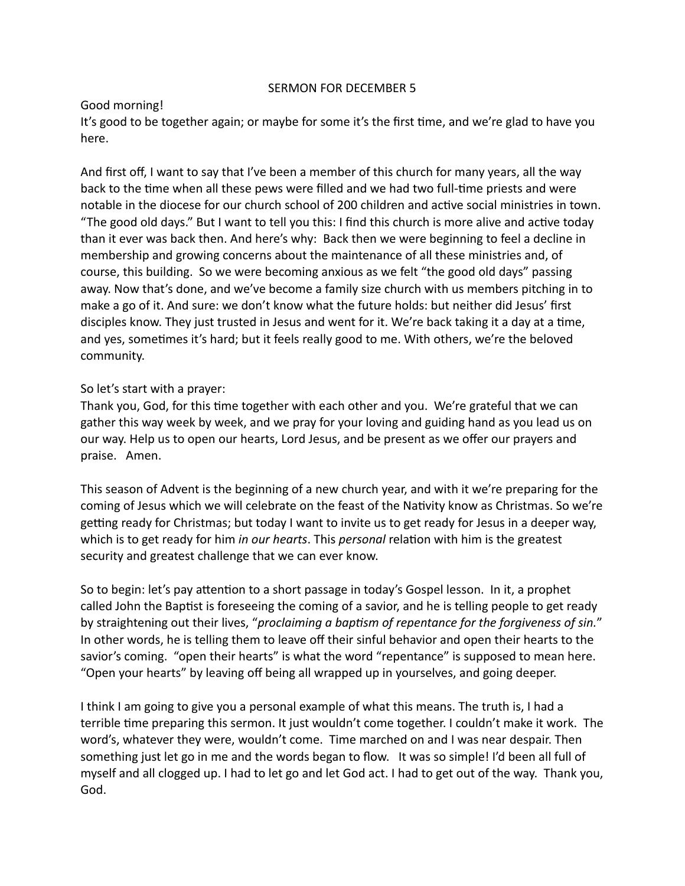# SERMON FOR DECEMBER 5

Good morning!
It's good to be together again; or maybe for some it's the first time, and we're glad to have you here.

And first off, I want to say that I've been a member of this church for many years, all the way back to the time when all these pews were filled and we had two full-time priests and were notable in the diocese for our church school of 200 children and active social ministries in town. "The good old days." But I want to tell you this: I find this church is more alive and active today than it ever was back then. And here's why: Back then we were beginning to feel a decline in membership and growing concerns about the maintenance of all these ministries and, of course, this building. So we were becoming anxious as we felt "the good old days" passing away. Now that's done, and we've become a family size church with us members pitching in to make a go of it. And sure: we don't know what the future holds: but neither did Jesus' first disciples know. They just trusted in Jesus and went for it. We're back taking it a day at a time, and yes, sometimes it's hard; but it feels really good to me. With others, we're the beloved community.

So let's start with a prayer:
Thank you, God, for this time together with each other and you. We're grateful that we can gather this way week by week, and we pray for your loving and guiding hand as you lead us on our way. Help us to open our hearts, Lord Jesus, and be present as we offer our prayers and praise. Amen.

This season of Advent is the beginning of a new church year, and with it we're preparing for the coming of Jesus which we will celebrate on the feast of the Nativity know as Christmas. So we're getting ready for Christmas; but today I want to invite us to get ready for Jesus in a deeper way, which is to get ready for him *in our hearts*. This *personal* relation with him is the greatest security and greatest challenge that we can ever know.

So to begin: let's pay attention to a short passage in today's Gospel lesson. In it, a prophet called John the Baptist is foreseeing the coming of a savior, and he is telling people to get ready by straightening out their lives, "*proclaiming a baptism of repentance for the forgiveness of sin.*" In other words, he is telling them to leave off their sinful behavior and open their hearts to the savior's coming. "open their hearts" is what the word "repentance" is supposed to mean here. "Open your hearts" by leaving off being all wrapped up in yourselves, and going deeper.

I think I am going to give you a personal example of what this means. The truth is, I had a terrible time preparing this sermon. It just wouldn't come together. I couldn't make it work. The word's, whatever they were, wouldn't come. Time marched on and I was near despair. Then something just let go in me and the words began to flow. It was so simple! I'd been all full of myself and all clogged up. I had to let go and let God act. I had to get out of the way. Thank you, God.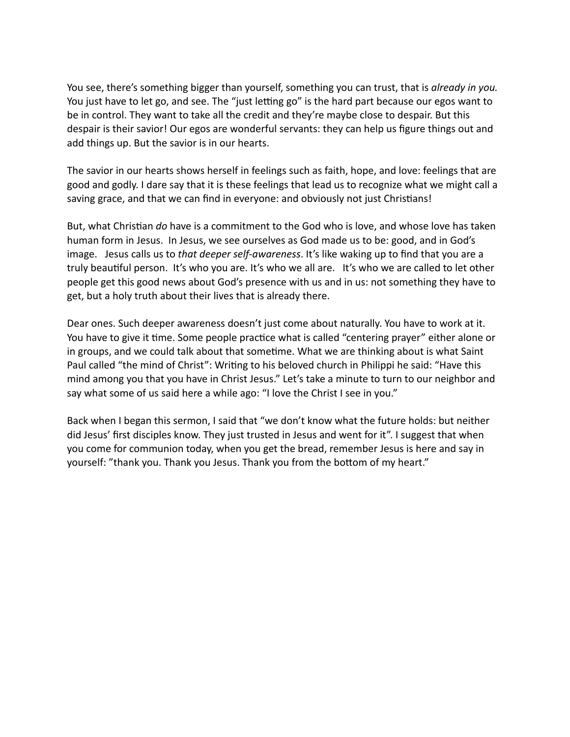You see, there's something bigger than yourself, something you can trust, that is *already in you.* You just have to let go, and see. The "just letting go" is the hard part because our egos want to be in control. They want to take all the credit and they're maybe close to despair. But this despair is their savior! Our egos are wonderful servants: they can help us figure things out and add things up. But the savior is in our hearts.

The savior in our hearts shows herself in feelings such as faith, hope, and love: feelings that are good and godly. I dare say that it is these feelings that lead us to recognize what we might call a saving grace, and that we can find in everyone: and obviously not just Christians!

But, what Christian *do* have is a commitment to the God who is love, and whose love has taken human form in Jesus. In Jesus, we see ourselves as God made us to be: good, and in God's image. Jesus calls us to *that deeper self-awareness*. It's like waking up to find that you are a truly beautiful person. It's who you are. It's who we all are. It's who we are called to let other people get this good news about God's presence with us and in us: not something they have to get, but a holy truth about their lives that is already there.

Dear ones. Such deeper awareness doesn't just come about naturally. You have to work at it. You have to give it time. Some people practice what is called "centering prayer" either alone or in groups, and we could talk about that sometime. What we are thinking about is what Saint Paul called "the mind of Christ": Writing to his beloved church in Philippi he said: "Have this mind among you that you have in Christ Jesus." Let's take a minute to turn to our neighbor and say what some of us said here a while ago: "I love the Christ I see in you."

Back when I began this sermon, I said that "we don't know what the future holds: but neither did Jesus' first disciples know. They just trusted in Jesus and went for it". I suggest that when you come for communion today, when you get the bread, remember Jesus is here and say in yourself: "thank you. Thank you Jesus. Thank you from the bottom of my heart."